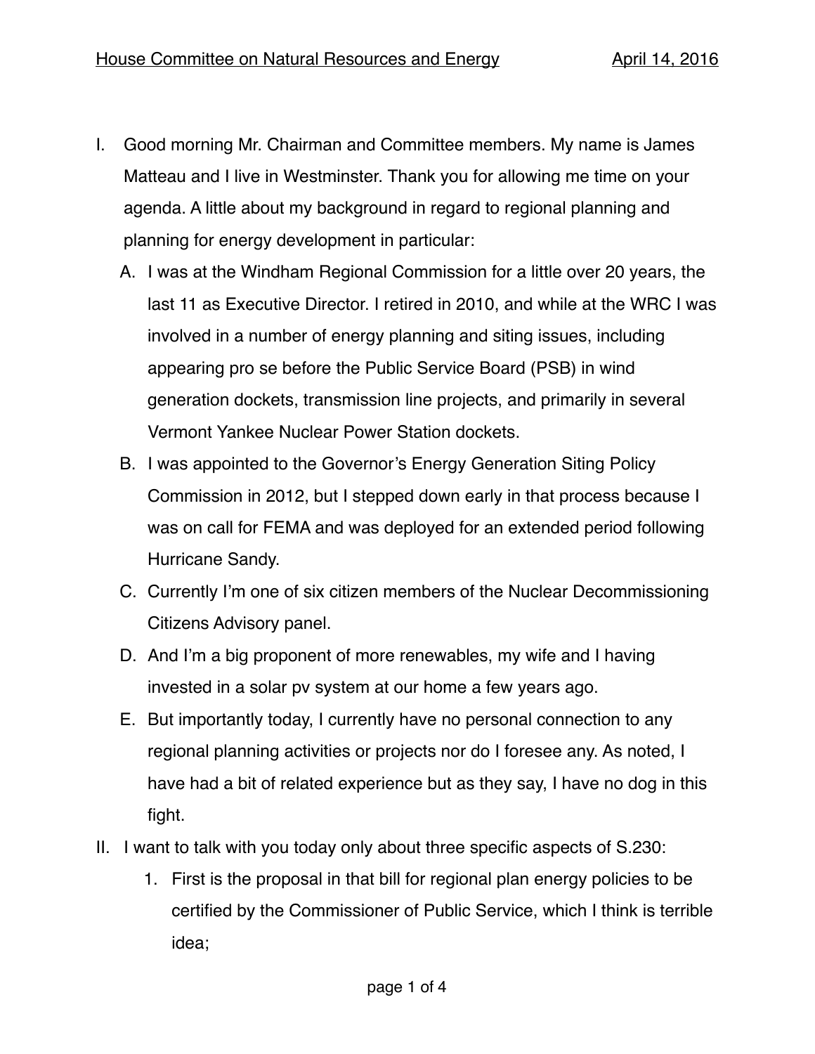House Committee on Natural Resources and Energy April 14, 2016

I. Good morning Mr. Chairman and Committee members. My name is James Matteau and I live in Westminster. Thank you for allowing me time on your agenda. A little about my background in regard to regional planning and planning for energy development in particular:

   A. I was at the Windham Regional Commission for a little over 20 years, the last 11 as Executive Director. I retired in 2010, and while at the WRC I was involved in a number of energy planning and siting issues, including appearing pro se before the Public Service Board (PSB) in wind generation dockets, transmission line projects, and primarily in several Vermont Yankee Nuclear Power Station dockets.

   B. I was appointed to the Governor's Energy Generation Siting Policy Commission in 2012, but I stepped down early in that process because I was on call for FEMA and was deployed for an extended period following Hurricane Sandy.

   C. Currently I'm one of six citizen members of the Nuclear Decommissioning Citizens Advisory panel.

   D. And I'm a big proponent of more renewables, my wife and I having invested in a solar pv system at our home a few years ago.

   E. But importantly today, I currently have no personal connection to any regional planning activities or projects nor do I foresee any. As noted, I have had a bit of related experience but as they say, I have no dog in this fight.

II. I want to talk with you today only about three specific aspects of S.230:

   1. First is the proposal in that bill for regional plan energy policies to be certified by the Commissioner of Public Service, which I think is terrible idea;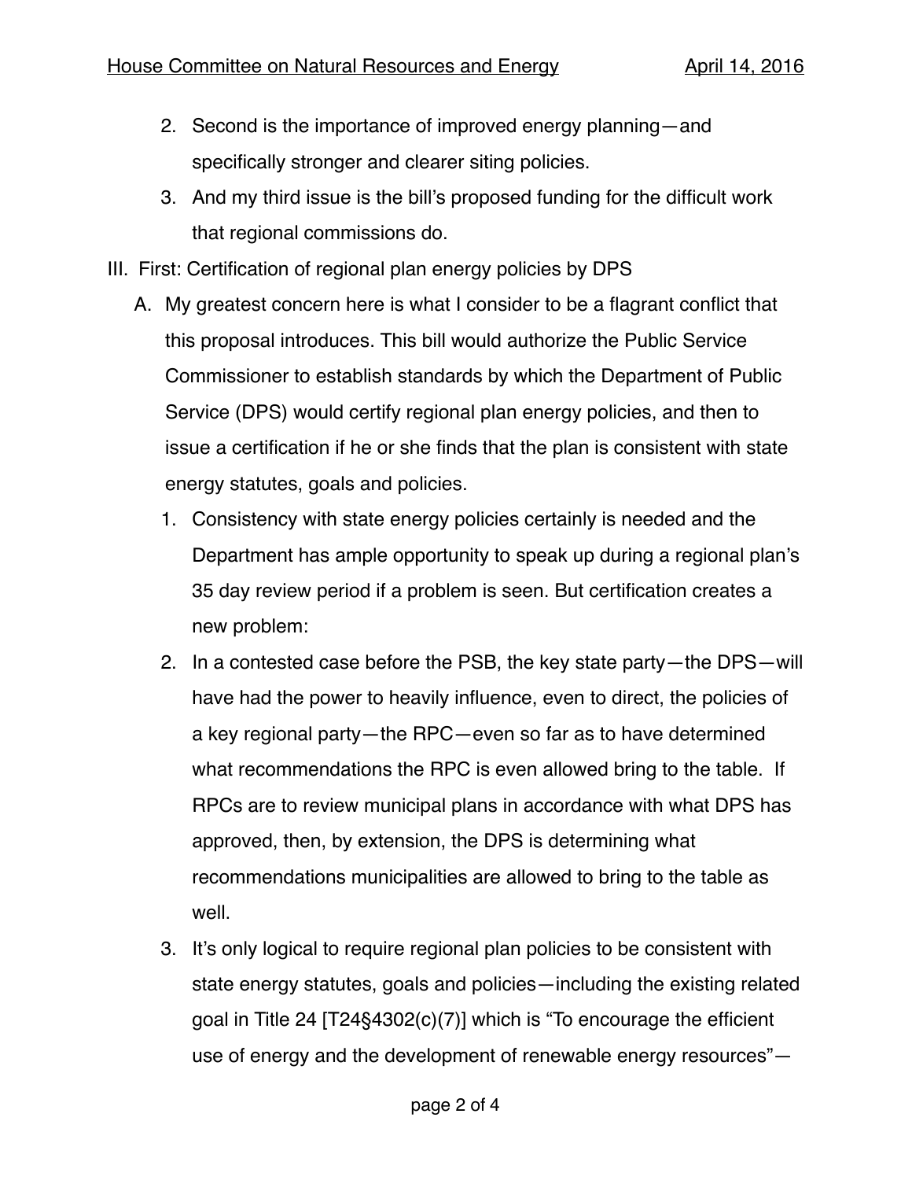2. Second is the importance of improved energy planning—and specifically stronger and clearer siting policies.
3. And my third issue is the bill's proposed funding for the difficult work that regional commissions do.

III. First: Certification of regional plan energy policies by DPS

A. My greatest concern here is what I consider to be a flagrant conflict that this proposal introduces. This bill would authorize the Public Service Commissioner to establish standards by which the Department of Public Service (DPS) would certify regional plan energy policies, and then to issue a certification if he or she finds that the plan is consistent with state energy statutes, goals and policies.

1. Consistency with state energy policies certainly is needed and the Department has ample opportunity to speak up during a regional plan's 35 day review period if a problem is seen. But certification creates a new problem:
2. In a contested case before the PSB, the key state party—the DPS—will have had the power to heavily influence, even to direct, the policies of a key regional party—the RPC—even so far as to have determined what recommendations the RPC is even allowed bring to the table. If RPCs are to review municipal plans in accordance with what DPS has approved, then, by extension, the DPS is determining what recommendations municipalities are allowed to bring to the table as well.
3. It's only logical to require regional plan policies to be consistent with state energy statutes, goals and policies—including the existing related goal in Title 24 [T24§4302(c)(7)] which is "To encourage the efficient use of energy and the development of renewable energy resources"—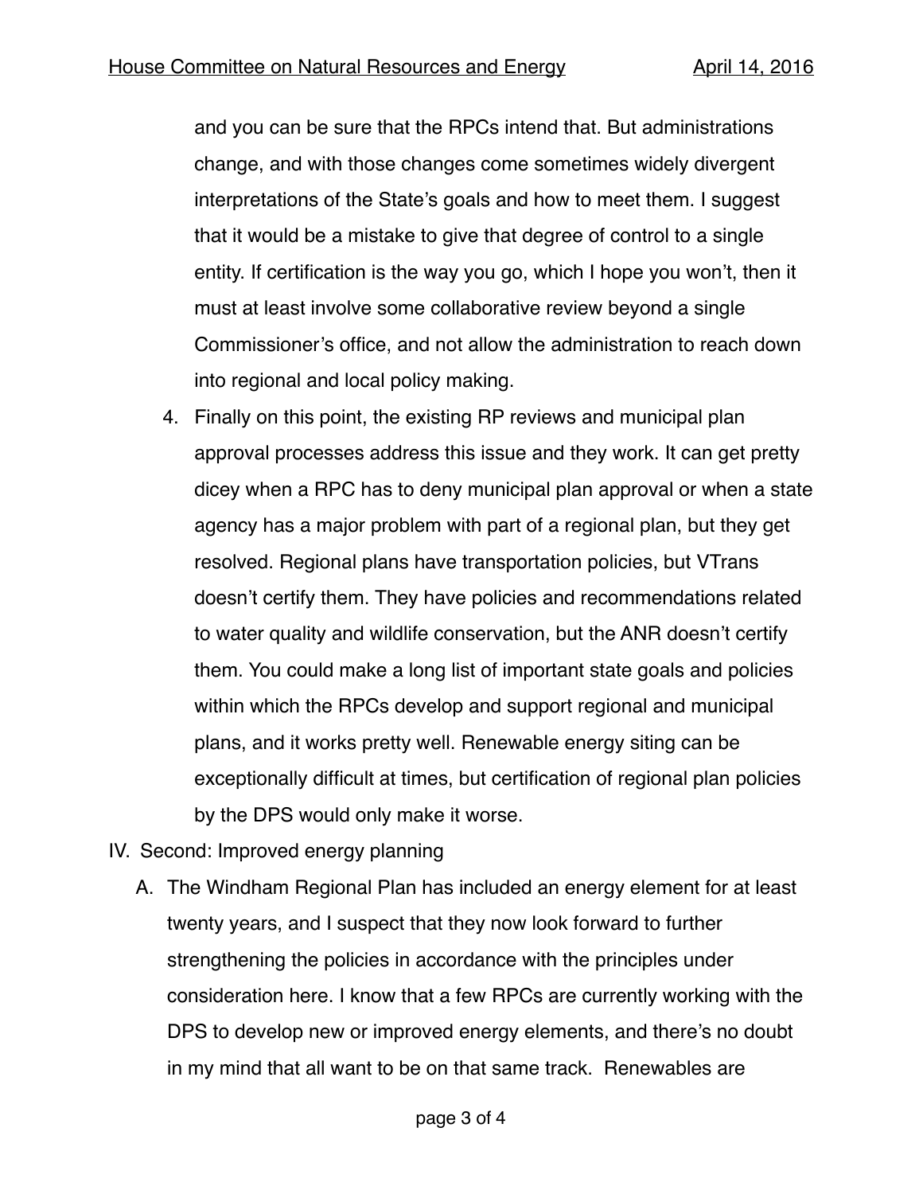and you can be sure that the RPCs intend that. But administrations change, and with those changes come sometimes widely divergent interpretations of the State's goals and how to meet them. I suggest that it would be a mistake to give that degree of control to a single entity. If certification is the way you go, which I hope you won't, then it must at least involve some collaborative review beyond a single Commissioner's office, and not allow the administration to reach down into regional and local policy making.

4. Finally on this point, the existing RP reviews and municipal plan approval processes address this issue and they work. It can get pretty dicey when a RPC has to deny municipal plan approval or when a state agency has a major problem with part of a regional plan, but they get resolved. Regional plans have transportation policies, but VTrans doesn't certify them. They have policies and recommendations related to water quality and wildlife conservation, but the ANR doesn't certify them. You could make a long list of important state goals and policies within which the RPCs develop and support regional and municipal plans, and it works pretty well. Renewable energy siting can be exceptionally difficult at times, but certification of regional plan policies by the DPS would only make it worse.

IV. Second: Improved energy planning

A. The Windham Regional Plan has included an energy element for at least twenty years, and I suspect that they now look forward to further strengthening the policies in accordance with the principles under consideration here. I know that a few RPCs are currently working with the DPS to develop new or improved energy elements, and there's no doubt in my mind that all want to be on that same track. Renewables are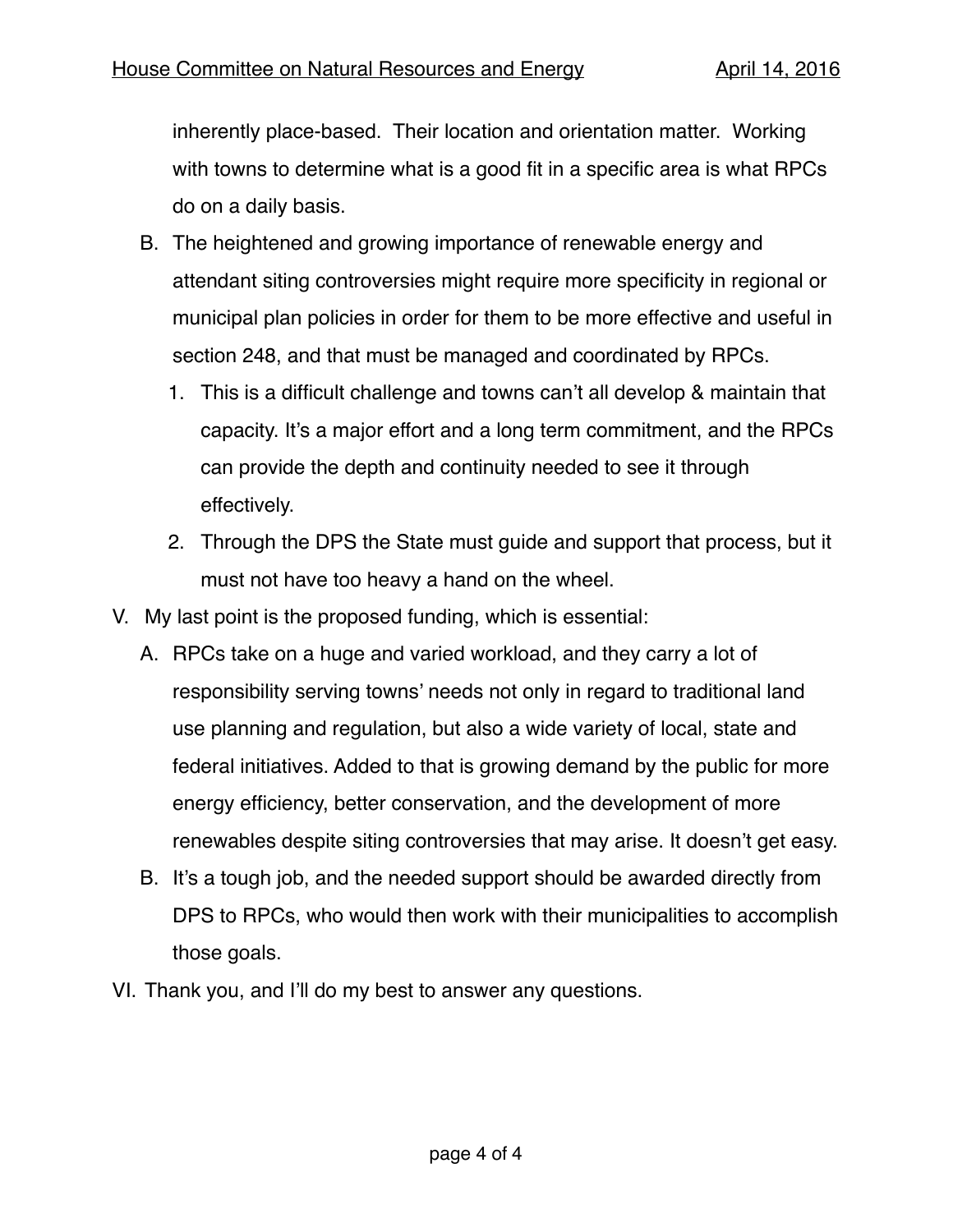inherently place-based. Their location and orientation matter. Working with towns to determine what is a good fit in a specific area is what RPCs do on a daily basis.

B. The heightened and growing importance of renewable energy and attendant siting controversies might require more specificity in regional or municipal plan policies in order for them to be more effective and useful in section 248, and that must be managed and coordinated by RPCs.

   1. This is a difficult challenge and towns can't all develop & maintain that capacity. It's a major effort and a long term commitment, and the RPCs can provide the depth and continuity needed to see it through effectively.
   2. Through the DPS the State must guide and support that process, but it must not have too heavy a hand on the wheel.

V. My last point is the proposed funding, which is essential:

   A. RPCs take on a huge and varied workload, and they carry a lot of responsibility serving towns' needs not only in regard to traditional land use planning and regulation, but also a wide variety of local, state and federal initiatives. Added to that is growing demand by the public for more energy efficiency, better conservation, and the development of more renewables despite siting controversies that may arise. It doesn't get easy.

   B. It's a tough job, and the needed support should be awarded directly from DPS to RPCs, who would then work with their municipalities to accomplish those goals.

VI. Thank you, and I'll do my best to answer any questions.